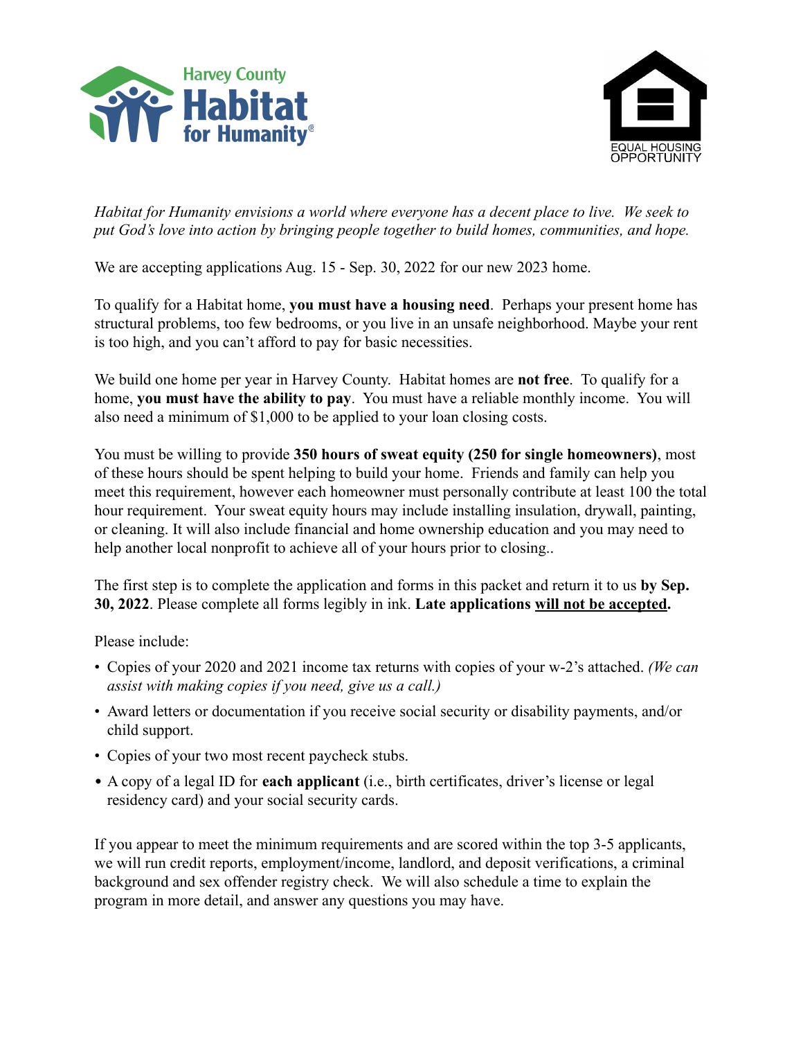Harvey County Habitat for Humanity®

EQUAL HOUSING OPPORTUNITY

*Habitat for Humanity envisions a world where everyone has a decent place to live. We seek to put God's love into action by bringing people together to build homes, communities, and hope.*

We are accepting applications Aug. 15 - Sep. 30, 2022 for our new 2023 home.

To qualify for a Habitat home, **you must have a housing need**. Perhaps your present home has structural problems, too few bedrooms, or you live in an unsafe neighborhood. Maybe your rent is too high, and you can't afford to pay for basic necessities.

We build one home per year in Harvey County. Habitat homes are **not free**. To qualify for a home, **you must have the ability to pay**. You must have a reliable monthly income. You will also need a minimum of $1,000 to be applied to your loan closing costs.

You must be willing to provide **350 hours of sweat equity (250 for single homeowners)**, most of these hours should be spent helping to build your home. Friends and family can help you meet this requirement, however each homeowner must personally contribute at least 100 the total hour requirement. Your sweat equity hours may include installing insulation, drywall, painting, or cleaning. It will also include financial and home ownership education and you may need to help another local nonprofit to achieve all of your hours prior to closing..

The first step is to complete the application and forms in this packet and return it to us **by Sep. 30, 2022**. Please complete all forms legibly in ink. **Late applications <u>will not be accepted</u>.**

Please include:

- Copies of your 2020 and 2021 income tax returns with copies of your w-2's attached. *(We can assist with making copies if you need, give us a call.)*
- Award letters or documentation if you receive social security or disability payments, and/or child support.
- Copies of your two most recent paycheck stubs.
- A copy of a legal ID for **each applicant** (i.e., birth certificates, driver's license or legal residency card) and your social security cards.

If you appear to meet the minimum requirements and are scored within the top 3-5 applicants, we will run credit reports, employment/income, landlord, and deposit verifications, a criminal background and sex offender registry check. We will also schedule a time to explain the program in more detail, and answer any questions you may have.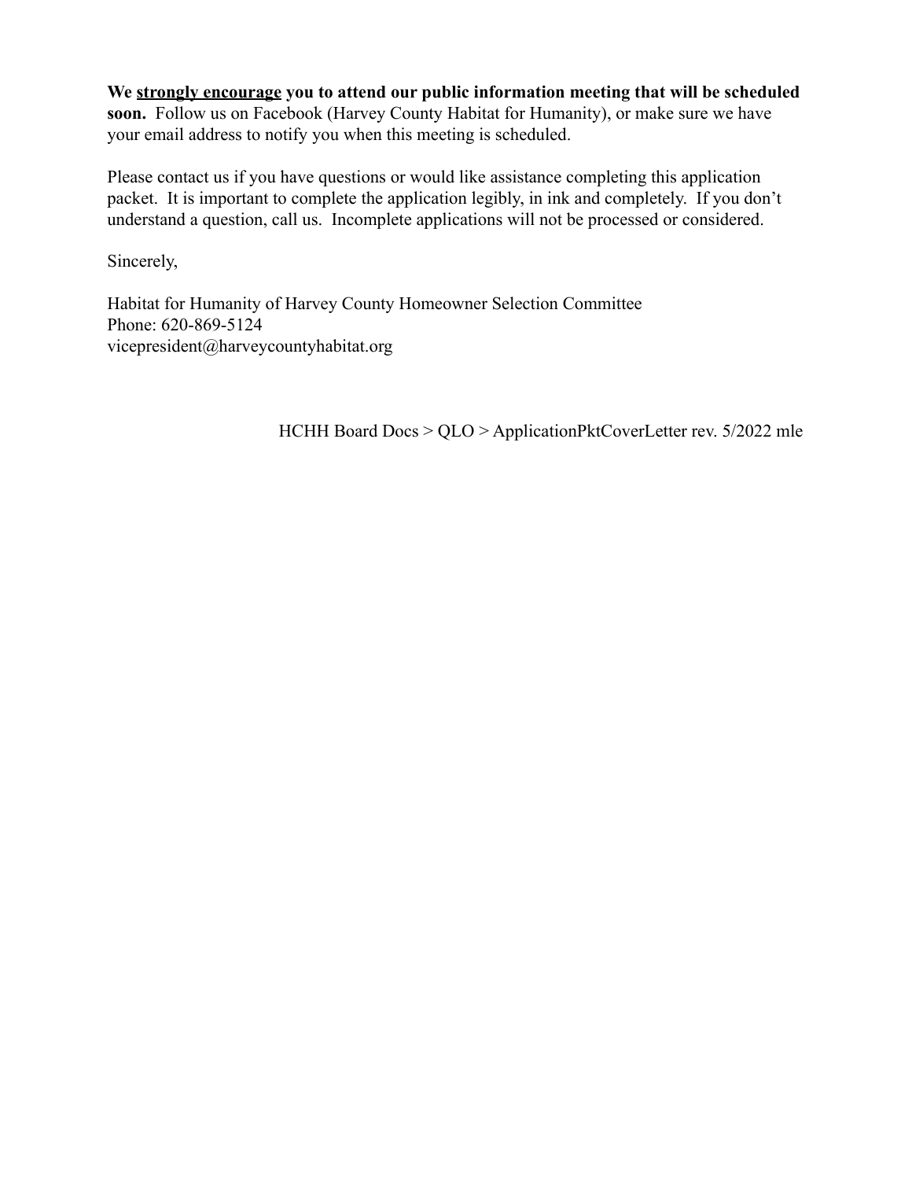**We <u>strongly encourage</u> you to attend our public information meeting that will be scheduled soon.** Follow us on Facebook (Harvey County Habitat for Humanity), or make sure we have your email address to notify you when this meeting is scheduled.

Please contact us if you have questions or would like assistance completing this application packet. It is important to complete the application legibly, in ink and completely. If you don't understand a question, call us. Incomplete applications will not be processed or considered.

Sincerely,

Habitat for Humanity of Harvey County Homeowner Selection Committee
Phone: 620-869-5124
vicepresident@harveycountyhabitat.org

HCHH Board Docs > QLO > ApplicationPktCoverLetter rev. 5/2022 mle